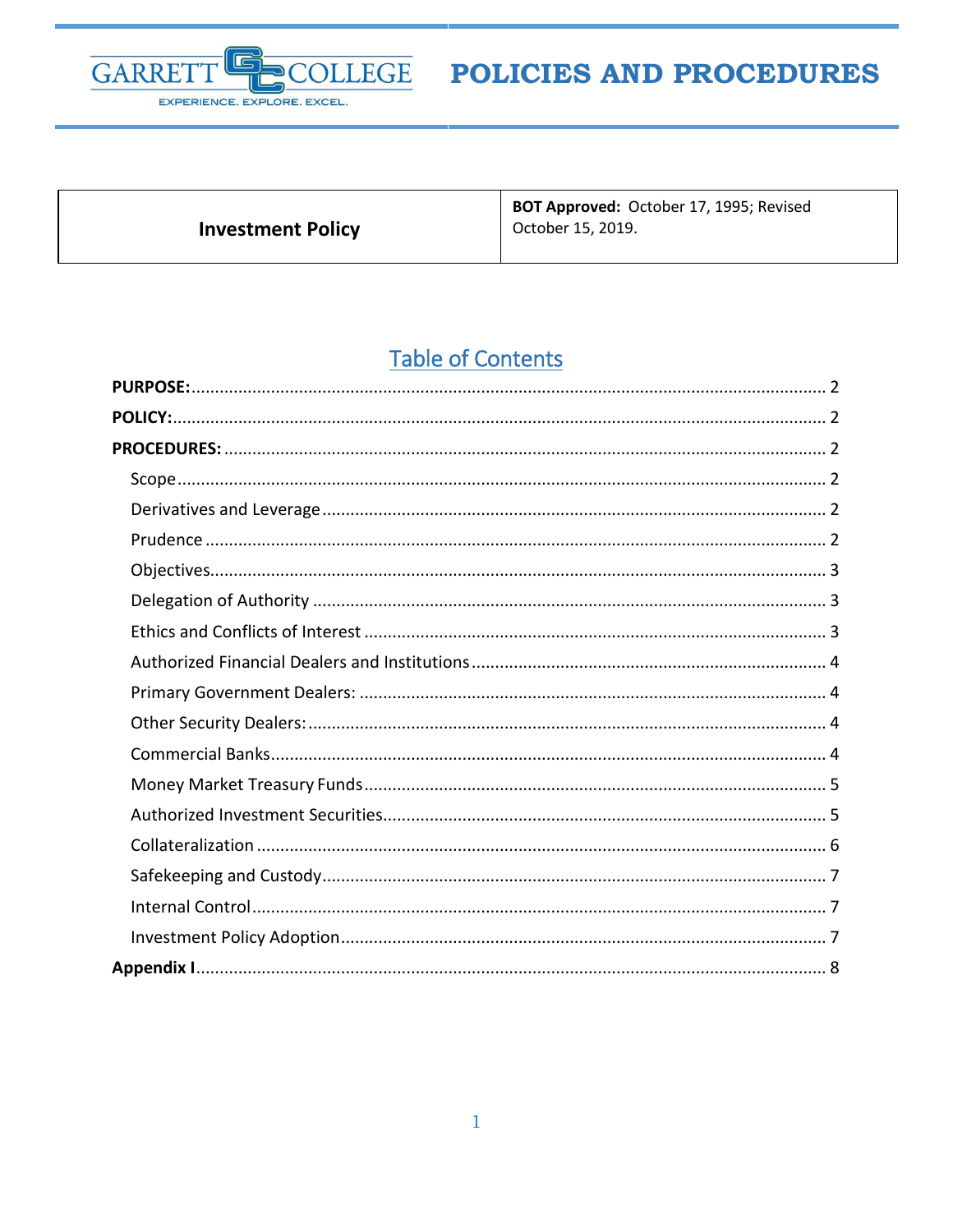# GARRETT COLLEGE
EXPERIENCE. EXPLORE. EXCEL.

# POLICIES AND PROCEDURES

| Investment Policy | **BOT Approved:** October 17, 1995; Revised October 15, 2019. |
|---|---|

## Table of Contents

- **PURPOSE:** ..... 2
- **POLICY:** ..... 2
- **PROCEDURES:** ..... 2
  - Scope ..... 2
  - Derivatives and Leverage ..... 2
  - Prudence ..... 2
  - Objectives ..... 3
  - Delegation of Authority ..... 3
  - Ethics and Conflicts of Interest ..... 3
  - Authorized Financial Dealers and Institutions ..... 4
  - Primary Government Dealers: ..... 4
  - Other Security Dealers: ..... 4
  - Commercial Banks ..... 4
  - Money Market Treasury Funds ..... 5
  - Authorized Investment Securities ..... 5
  - Collateralization ..... 6
  - Safekeeping and Custody ..... 7
  - Internal Control ..... 7
  - Investment Policy Adoption ..... 7
- **Appendix I** ..... 8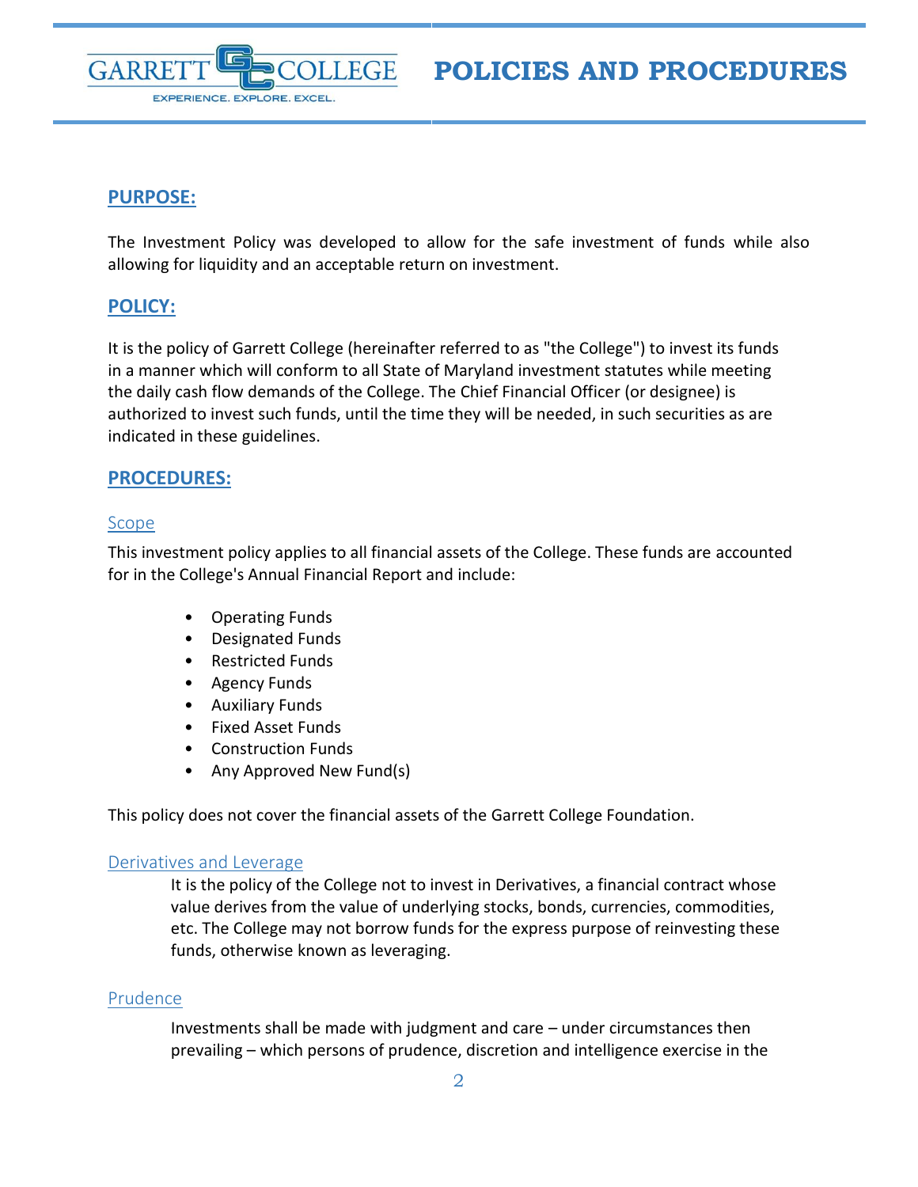## PURPOSE:

The Investment Policy was developed to allow for the safe investment of funds while also allowing for liquidity and an acceptable return on investment.

## POLICY:

It is the policy of Garrett College (hereinafter referred to as "the College") to invest its funds in a manner which will conform to all State of Maryland investment statutes while meeting the daily cash flow demands of the College. The Chief Financial Officer (or designee) is authorized to invest such funds, until the time they will be needed, in such securities as are indicated in these guidelines.

## PROCEDURES:

### Scope

This investment policy applies to all financial assets of the College. These funds are accounted for in the College's Annual Financial Report and include:

- Operating Funds
- Designated Funds
- Restricted Funds
- Agency Funds
- Auxiliary Funds
- Fixed Asset Funds
- Construction Funds
- Any Approved New Fund(s)

This policy does not cover the financial assets of the Garrett College Foundation.

### Derivatives and Leverage

It is the policy of the College not to invest in Derivatives, a financial contract whose value derives from the value of underlying stocks, bonds, currencies, commodities, etc. The College may not borrow funds for the express purpose of reinvesting these funds, otherwise known as leveraging.

### Prudence

Investments shall be made with judgment and care – under circumstances then prevailing – which persons of prudence, discretion and intelligence exercise in the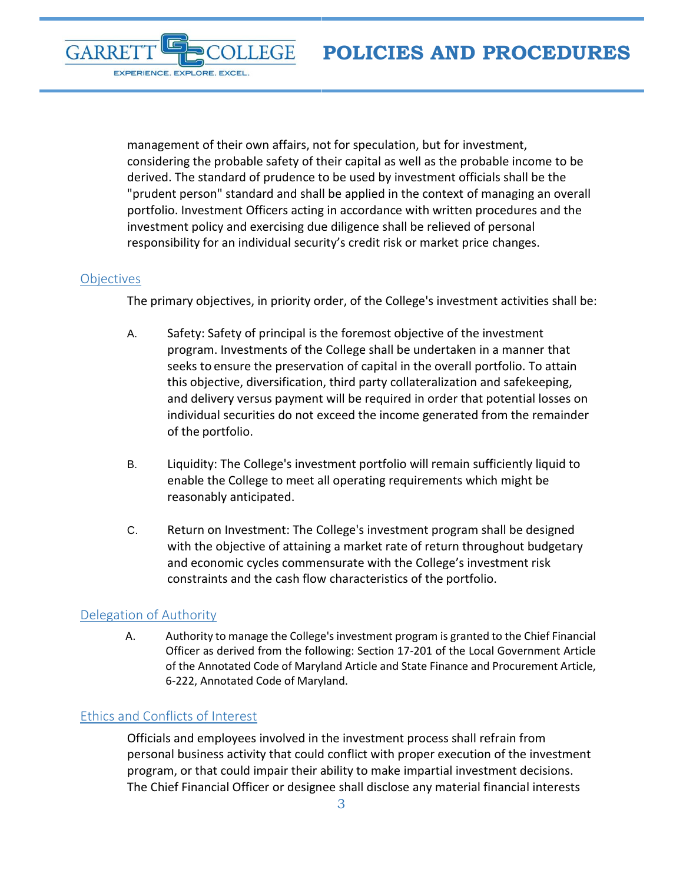management of their own affairs, not for speculation, but for investment, considering the probable safety of their capital as well as the probable income to be derived. The standard of prudence to be used by investment officials shall be the "prudent person" standard and shall be applied in the context of managing an overall portfolio. Investment Officers acting in accordance with written procedures and the investment policy and exercising due diligence shall be relieved of personal responsibility for an individual security's credit risk or market price changes.

## Objectives

The primary objectives, in priority order, of the College's investment activities shall be:

A. Safety: Safety of principal is the foremost objective of the investment program. Investments of the College shall be undertaken in a manner that seeks to ensure the preservation of capital in the overall portfolio. To attain this objective, diversification, third party collateralization and safekeeping, and delivery versus payment will be required in order that potential losses on individual securities do not exceed the income generated from the remainder of the portfolio.

B. Liquidity: The College's investment portfolio will remain sufficiently liquid to enable the College to meet all operating requirements which might be reasonably anticipated.

C. Return on Investment: The College's investment program shall be designed with the objective of attaining a market rate of return throughout budgetary and economic cycles commensurate with the College's investment risk constraints and the cash flow characteristics of the portfolio.

## Delegation of Authority

A. Authority to manage the College's investment program is granted to the Chief Financial Officer as derived from the following: Section 17-201 of the Local Government Article of the Annotated Code of Maryland Article and State Finance and Procurement Article, 6-222, Annotated Code of Maryland.

## Ethics and Conflicts of Interest

Officials and employees involved in the investment process shall refrain from personal business activity that could conflict with proper execution of the investment program, or that could impair their ability to make impartial investment decisions. The Chief Financial Officer or designee shall disclose any material financial interests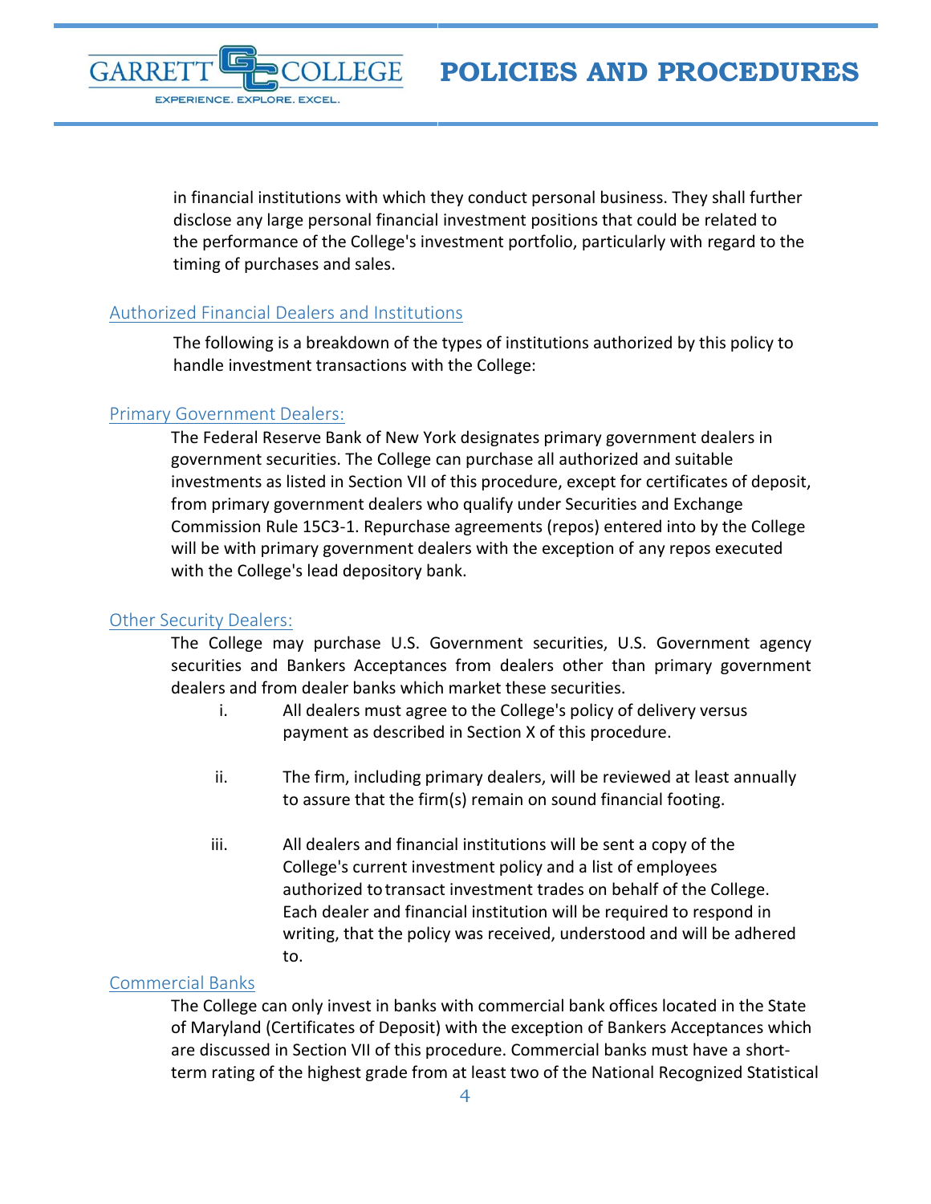in financial institutions with which they conduct personal business. They shall further disclose any large personal financial investment positions that could be related to the performance of the College's investment portfolio, particularly with regard to the timing of purchases and sales.

## Authorized Financial Dealers and Institutions

The following is a breakdown of the types of institutions authorized by this policy to handle investment transactions with the College:

### Primary Government Dealers:

The Federal Reserve Bank of New York designates primary government dealers in government securities. The College can purchase all authorized and suitable investments as listed in Section VII of this procedure, except for certificates of deposit, from primary government dealers who qualify under Securities and Exchange Commission Rule 15C3-1. Repurchase agreements (repos) entered into by the College will be with primary government dealers with the exception of any repos executed with the College's lead depository bank.

### Other Security Dealers:

The College may purchase U.S. Government securities, U.S. Government agency securities and Bankers Acceptances from dealers other than primary government dealers and from dealer banks which market these securities.

i. All dealers must agree to the College's policy of delivery versus payment as described in Section X of this procedure.

ii. The firm, including primary dealers, will be reviewed at least annually to assure that the firm(s) remain on sound financial footing.

iii. All dealers and financial institutions will be sent a copy of the College's current investment policy and a list of employees authorized to transact investment trades on behalf of the College. Each dealer and financial institution will be required to respond in writing, that the policy was received, understood and will be adhered to.

### Commercial Banks

The College can only invest in banks with commercial bank offices located in the State of Maryland (Certificates of Deposit) with the exception of Bankers Acceptances which are discussed in Section VII of this procedure. Commercial banks must have a short-term rating of the highest grade from at least two of the National Recognized Statistical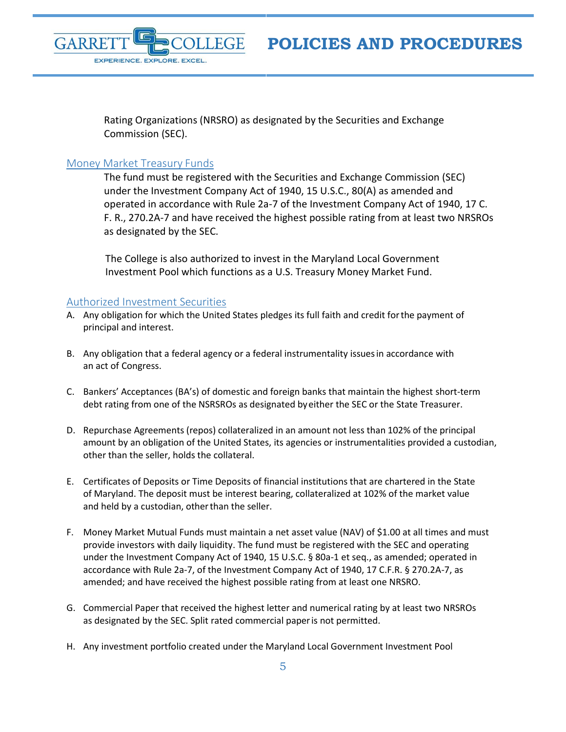Rating Organizations (NRSRO) as designated by the Securities and Exchange Commission (SEC).

## Money Market Treasury Funds

The fund must be registered with the Securities and Exchange Commission (SEC) under the Investment Company Act of 1940, 15 U.S.C., 80(A) as amended and operated in accordance with Rule 2a-7 of the Investment Company Act of 1940, 17 C. F. R., 270.2A-7 and have received the highest possible rating from at least two NRSROs as designated by the SEC.

The College is also authorized to invest in the Maryland Local Government Investment Pool which functions as a U.S. Treasury Money Market Fund.

## Authorized Investment Securities

A. Any obligation for which the United States pledges its full faith and credit for the payment of principal and interest.

B. Any obligation that a federal agency or a federal instrumentality issues in accordance with an act of Congress.

C. Bankers' Acceptances (BA's) of domestic and foreign banks that maintain the highest short-term debt rating from one of the NSRSROs as designated by either the SEC or the State Treasurer.

D. Repurchase Agreements (repos) collateralized in an amount not less than 102% of the principal amount by an obligation of the United States, its agencies or instrumentalities provided a custodian, other than the seller, holds the collateral.

E. Certificates of Deposits or Time Deposits of financial institutions that are chartered in the State of Maryland. The deposit must be interest bearing, collateralized at 102% of the market value and held by a custodian, other than the seller.

F. Money Market Mutual Funds must maintain a net asset value (NAV) of $1.00 at all times and must provide investors with daily liquidity. The fund must be registered with the SEC and operating under the Investment Company Act of 1940, 15 U.S.C. § 80a-1 et seq., as amended; operated in accordance with Rule 2a-7, of the Investment Company Act of 1940, 17 C.F.R. § 270.2A-7, as amended; and have received the highest possible rating from at least one NRSRO.

G. Commercial Paper that received the highest letter and numerical rating by at least two NRSROs as designated by the SEC. Split rated commercial paper is not permitted.

H. Any investment portfolio created under the Maryland Local Government Investment Pool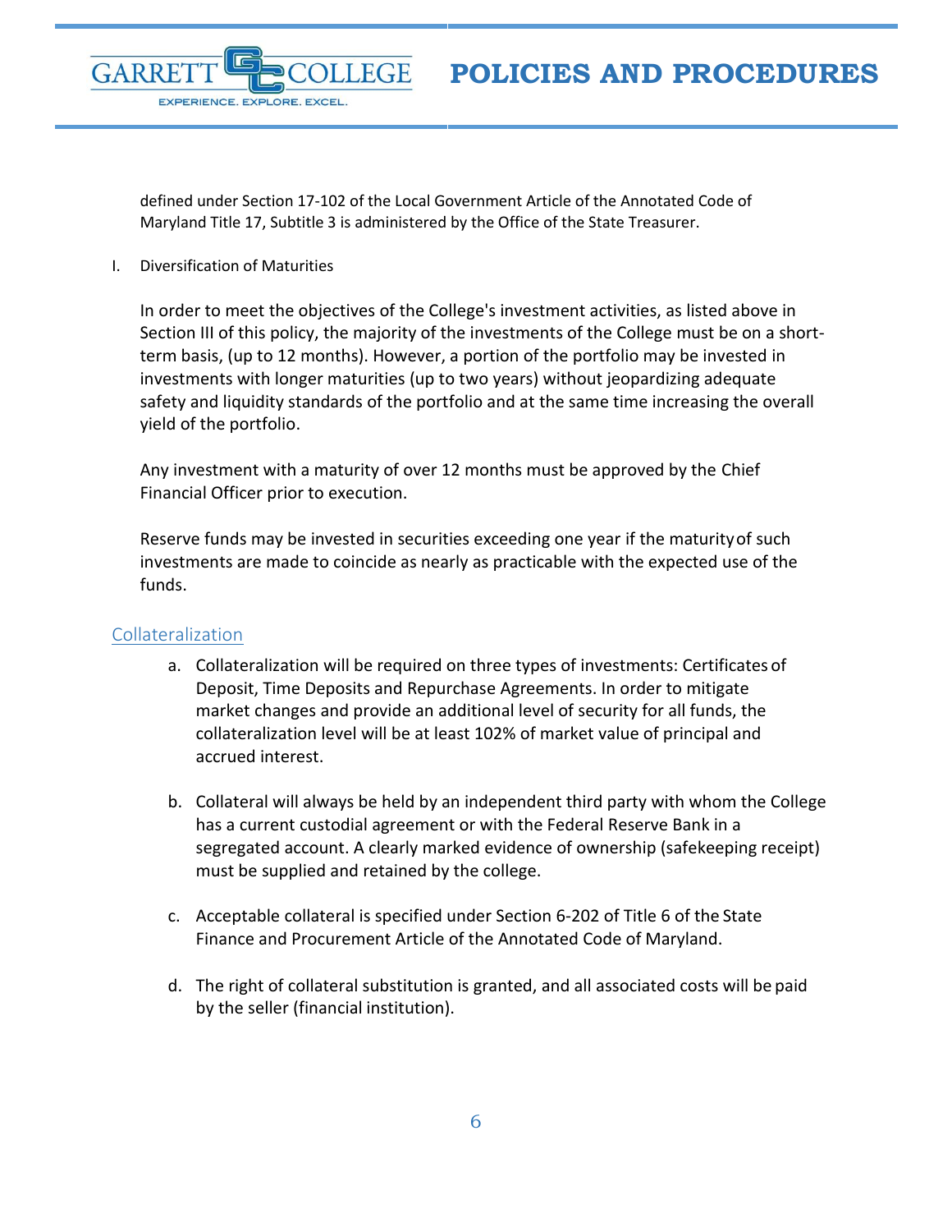defined under Section 17-102 of the Local Government Article of the Annotated Code of Maryland Title 17, Subtitle 3 is administered by the Office of the State Treasurer.

I. Diversification of Maturities

In order to meet the objectives of the College's investment activities, as listed above in Section III of this policy, the majority of the investments of the College must be on a short-term basis, (up to 12 months). However, a portion of the portfolio may be invested in investments with longer maturities (up to two years) without jeopardizing adequate safety and liquidity standards of the portfolio and at the same time increasing the overall yield of the portfolio.

Any investment with a maturity of over 12 months must be approved by the Chief Financial Officer prior to execution.

Reserve funds may be invested in securities exceeding one year if the maturity of such investments are made to coincide as nearly as practicable with the expected use of the funds.

## Collateralization

a. Collateralization will be required on three types of investments: Certificates of Deposit, Time Deposits and Repurchase Agreements. In order to mitigate market changes and provide an additional level of security for all funds, the collateralization level will be at least 102% of market value of principal and accrued interest.

b. Collateral will always be held by an independent third party with whom the College has a current custodial agreement or with the Federal Reserve Bank in a segregated account. A clearly marked evidence of ownership (safekeeping receipt) must be supplied and retained by the college.

c. Acceptable collateral is specified under Section 6-202 of Title 6 of the State Finance and Procurement Article of the Annotated Code of Maryland.

d. The right of collateral substitution is granted, and all associated costs will be paid by the seller (financial institution).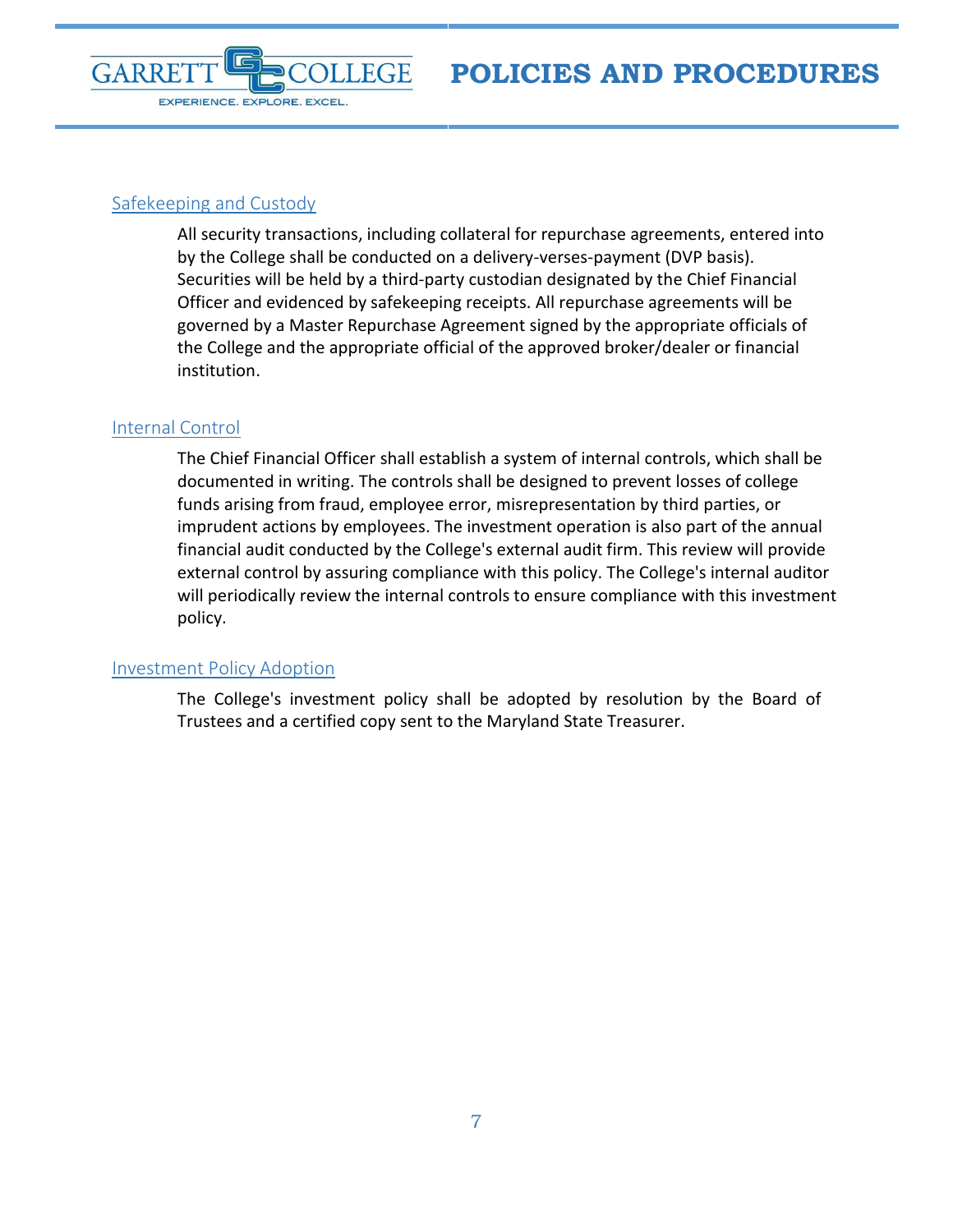## Safekeeping and Custody

All security transactions, including collateral for repurchase agreements, entered into by the College shall be conducted on a delivery-verses-payment (DVP basis). Securities will be held by a third-party custodian designated by the Chief Financial Officer and evidenced by safekeeping receipts. All repurchase agreements will be governed by a Master Repurchase Agreement signed by the appropriate officials of the College and the appropriate official of the approved broker/dealer or financial institution.

## Internal Control

The Chief Financial Officer shall establish a system of internal controls, which shall be documented in writing. The controls shall be designed to prevent losses of college funds arising from fraud, employee error, misrepresentation by third parties, or imprudent actions by employees. The investment operation is also part of the annual financial audit conducted by the College's external audit firm. This review will provide external control by assuring compliance with this policy. The College's internal auditor will periodically review the internal controls to ensure compliance with this investment policy.

## Investment Policy Adoption

The College's investment policy shall be adopted by resolution by the Board of Trustees and a certified copy sent to the Maryland State Treasurer.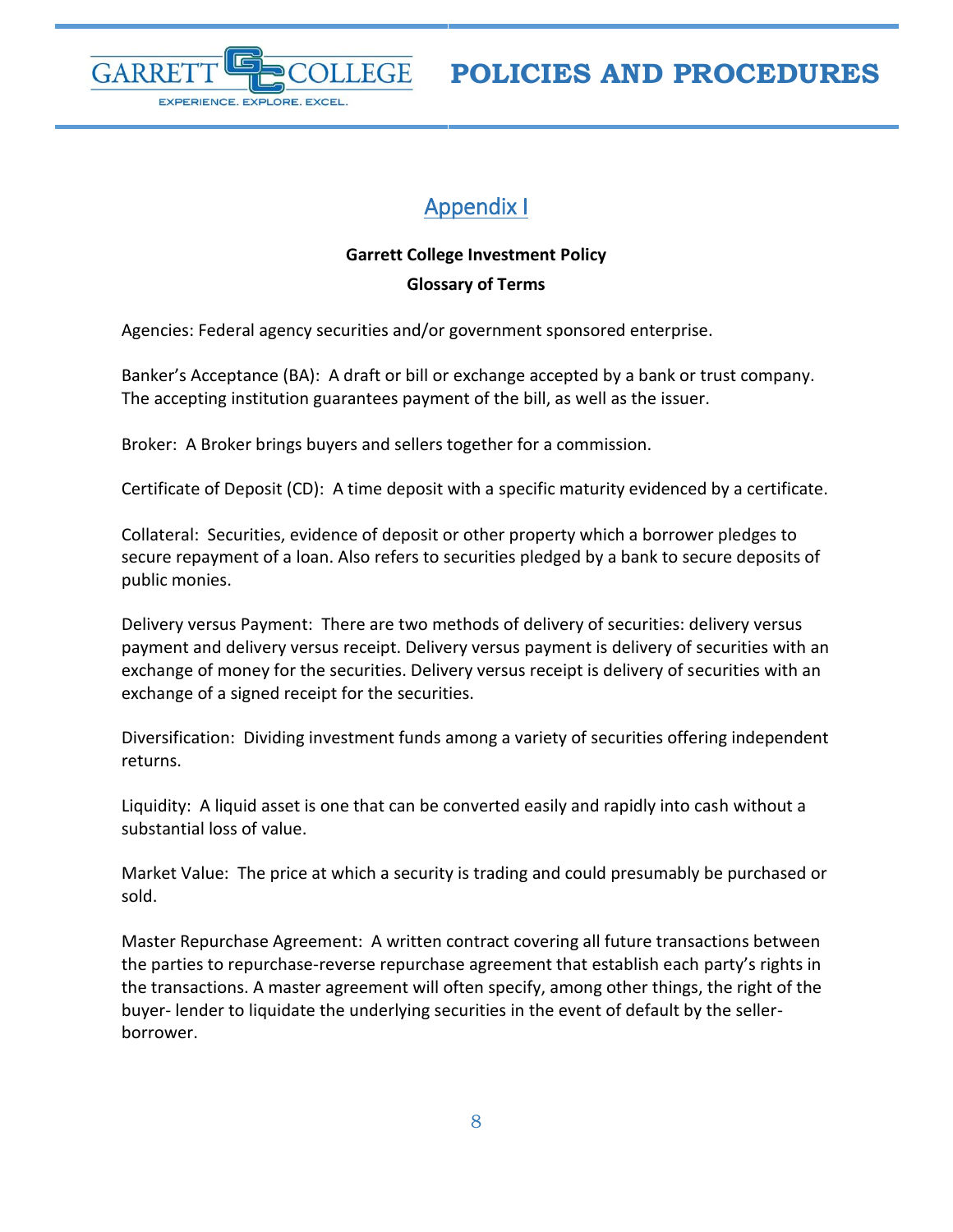# Appendix I

**Garrett College Investment Policy**

**Glossary of Terms**

Agencies: Federal agency securities and/or government sponsored enterprise.

Banker's Acceptance (BA): A draft or bill or exchange accepted by a bank or trust company. The accepting institution guarantees payment of the bill, as well as the issuer.

Broker: A Broker brings buyers and sellers together for a commission.

Certificate of Deposit (CD): A time deposit with a specific maturity evidenced by a certificate.

Collateral: Securities, evidence of deposit or other property which a borrower pledges to secure repayment of a loan. Also refers to securities pledged by a bank to secure deposits of public monies.

Delivery versus Payment: There are two methods of delivery of securities: delivery versus payment and delivery versus receipt. Delivery versus payment is delivery of securities with an exchange of money for the securities. Delivery versus receipt is delivery of securities with an exchange of a signed receipt for the securities.

Diversification: Dividing investment funds among a variety of securities offering independent returns.

Liquidity: A liquid asset is one that can be converted easily and rapidly into cash without a substantial loss of value.

Market Value: The price at which a security is trading and could presumably be purchased or sold.

Master Repurchase Agreement: A written contract covering all future transactions between the parties to repurchase-reverse repurchase agreement that establish each party's rights in the transactions. A master agreement will often specify, among other things, the right of the buyer- lender to liquidate the underlying securities in the event of default by the seller-borrower.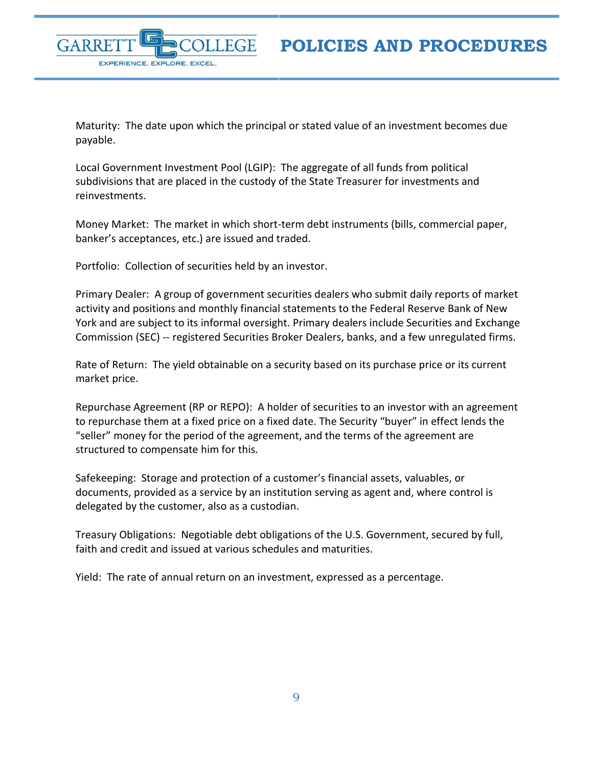Maturity: The date upon which the principal or stated value of an investment becomes due payable.

Local Government Investment Pool (LGIP): The aggregate of all funds from political subdivisions that are placed in the custody of the State Treasurer for investments and reinvestments.

Money Market: The market in which short-term debt instruments (bills, commercial paper, banker's acceptances, etc.) are issued and traded.

Portfolio: Collection of securities held by an investor.

Primary Dealer: A group of government securities dealers who submit daily reports of market activity and positions and monthly financial statements to the Federal Reserve Bank of New York and are subject to its informal oversight. Primary dealers include Securities and Exchange Commission (SEC) -- registered Securities Broker Dealers, banks, and a few unregulated firms.

Rate of Return: The yield obtainable on a security based on its purchase price or its current market price.

Repurchase Agreement (RP or REPO): A holder of securities to an investor with an agreement to repurchase them at a fixed price on a fixed date. The Security "buyer" in effect lends the "seller" money for the period of the agreement, and the terms of the agreement are structured to compensate him for this.

Safekeeping: Storage and protection of a customer's financial assets, valuables, or documents, provided as a service by an institution serving as agent and, where control is delegated by the customer, also as a custodian.

Treasury Obligations: Negotiable debt obligations of the U.S. Government, secured by full, faith and credit and issued at various schedules and maturities.

Yield: The rate of annual return on an investment, expressed as a percentage.